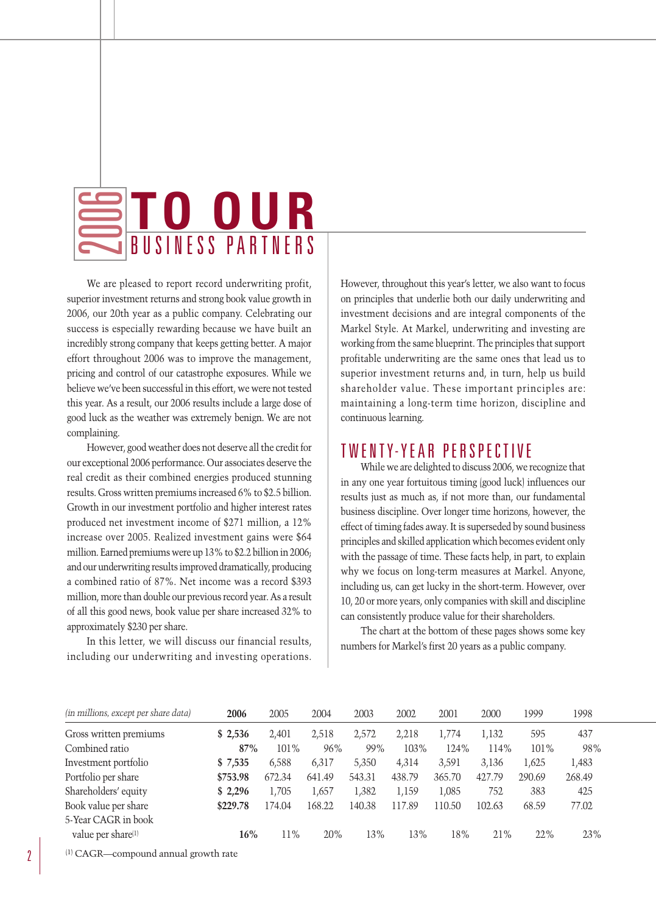# 2006 TO OUR BUSINESS PARTNERS

We are pleased to report record underwriting profit, superior investment returns and strong book value growth in 2006, our 20th year as a public company. Celebrating our success is especially rewarding because we have built an incredibly strong company that keeps getting better. A major effort throughout 2006 was to improve the management, pricing and control of our catastrophe exposures. While we believe we've been successful in this effort, we were not tested this year. As a result, our 2006 results include a large dose of good luck as the weather was extremely benign. We are not complaining.

However, good weather does not deserve all the credit for our exceptional 2006 performance. Our associates deserve the real credit as their combined energies produced stunning results. Gross written premiums increased 6% to $2.5 billion. Growth in our investment portfolio and higher interest rates produced net investment income of $271 million, a 12% increase over 2005. Realized investment gains were $64 million. Earned premiums were up 13% to $2.2 billion in 2006, and our underwriting results improved dramatically, producing a combined ratio of 87%. Net income was a record $393 million, more than double our previous record year. As a result of all this good news, book value per share increased 32% to approximately $230 per share.

In this letter, we will discuss our financial results, including our underwriting and investing operations. However, throughout this year's letter, we also want to focus on principles that underlie both our daily underwriting and investment decisions and are integral components of the Markel Style. At Markel, underwriting and investing are working from the same blueprint. The principles that support profitable underwriting are the same ones that lead us to superior investment returns and, in turn, help us build shareholder value. These important principles are: maintaining a long-term time horizon, discipline and continuous learning.

## TWENTY-YEAR PERSPECTIVE

While we are delighted to discuss 2006, we recognize that in any one year fortuitous timing (good luck) influences our results just as much as, if not more than, our fundamental business discipline. Over longer time horizons, however, the effect of timing fades away. It is superseded by sound business principles and skilled application which becomes evident only with the passage of time. These facts help, in part, to explain why we focus on long-term measures at Markel. Anyone, including us, can get lucky in the short-term. However, over 10, 20 or more years, only companies with skill and discipline can consistently produce value for their shareholders.

The chart at the bottom of these pages shows some key numbers for Markel's first 20 years as a public company.

| *(in millions, except per share data)* | **2006** | 2005 | 2004 | 2003 | 2002 | 2001 | 2000 | 1999 | 1998 |
|---|---|---|---|---|---|---|---|---|---|
| Gross written premiums | **$ 2,536** | 2,401 | 2,518 | 2,572 | 2,218 | 1,774 | 1,132 | 595 | 437 |
| Combined ratio | **87%** | 101% | 96% | 99% | 103% | 124% | 114% | 101% | 98% |
| Investment portfolio | **$ 7,535** | 6,588 | 6,317 | 5,350 | 4,314 | 3,591 | 3,136 | 1,625 | 1,483 |
| Portfolio per share | **$753.98** | 672.34 | 641.49 | 543.31 | 438.79 | 365.70 | 427.79 | 290.69 | 268.49 |
| Shareholders' equity | **$ 2,296** | 1,705 | 1,657 | 1,382 | 1,159 | 1,085 | 752 | 383 | 425 |
| Book value per share | **$229.78** | 174.04 | 168.22 | 140.38 | 117.89 | 110.50 | 102.63 | 68.59 | 77.02 |
| 5-Year CAGR in book value per share[1] | **16%** | 11% | 20% | 13% | 13% | 18% | 21% | 22% | 23% |

[1] CAGR—compound annual growth rate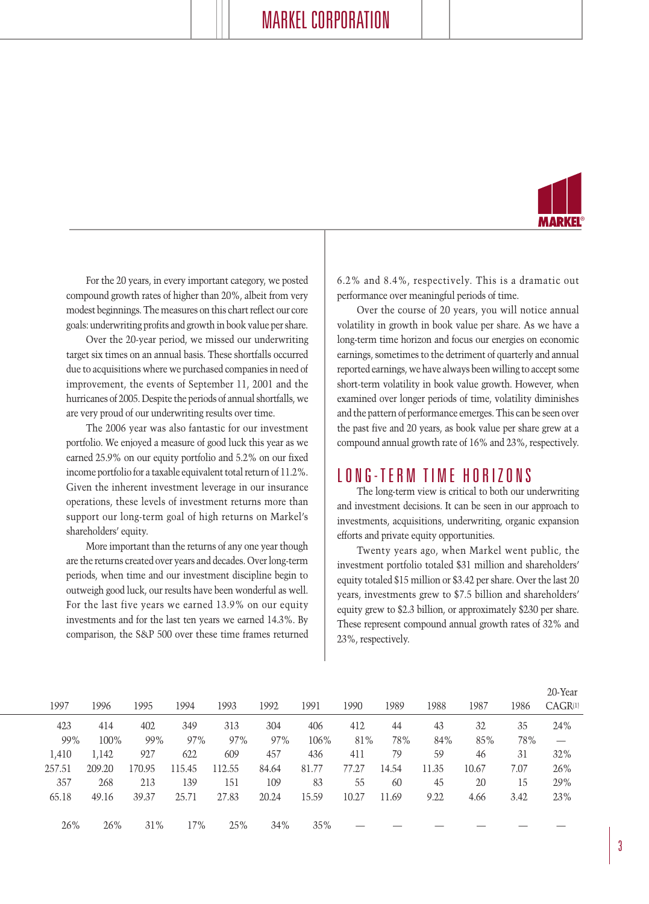For the 20 years, in every important category, we posted compound growth rates of higher than 20%, albeit from very modest beginnings. The measures on this chart reflect our core goals: underwriting profits and growth in book value per share.

Over the 20-year period, we missed our underwriting target six times on an annual basis. These shortfalls occurred due to acquisitions where we purchased companies in need of improvement, the events of September 11, 2001 and the hurricanes of 2005. Despite the periods of annual shortfalls, we are very proud of our underwriting results over time.

The 2006 year was also fantastic for our investment portfolio. We enjoyed a measure of good luck this year as we earned 25.9% on our equity portfolio and 5.2% on our fixed income portfolio for a taxable equivalent total return of 11.2%. Given the inherent investment leverage in our insurance operations, these levels of investment returns more than support our long-term goal of high returns on Markel's shareholders' equity.

More important than the returns of any one year though are the returns created over years and decades. Over long-term periods, when time and our investment discipline begin to outweigh good luck, our results have been wonderful as well. For the last five years we earned 13.9% on our equity investments and for the last ten years we earned 14.3%. By comparison, the S&P 500 over these time frames returned 6.2% and 8.4%, respectively. This is a dramatic out performance over meaningful periods of time.

Over the course of 20 years, you will notice annual volatility in growth in book value per share. As we have a long-term time horizon and focus our energies on economic earnings, sometimes to the detriment of quarterly and annual reported earnings, we have always been willing to accept some short-term volatility in book value growth. However, when examined over longer periods of time, volatility diminishes and the pattern of performance emerges. This can be seen over the past five and 20 years, as book value per share grew at a compound annual growth rate of 16% and 23%, respectively.

## LONG-TERM TIME HORIZONS

The long-term view is critical to both our underwriting and investment decisions. It can be seen in our approach to investments, acquisitions, underwriting, organic expansion efforts and private equity opportunities.

Twenty years ago, when Markel went public, the investment portfolio totaled $31 million and shareholders' equity totaled $15 million or $3.42 per share. Over the last 20 years, investments grew to $7.5 billion and shareholders' equity grew to $2.3 billion, or approximately $230 per share. These represent compound annual growth rates of 32% and 23%, respectively.

| 1997 | 1996 | 1995 | 1994 | 1993 | 1992 | 1991 | 1990 | 1989 | 1988 | 1987 | 1986 | 20-Year CAGR[1] |
|---|---|---|---|---|---|---|---|---|---|---|---|---|
| 423 | 414 | 402 | 349 | 313 | 304 | 406 | 412 | 44 | 43 | 32 | 35 | 24% |
| 99% | 100% | 99% | 97% | 97% | 97% | 106% | 81% | 78% | 84% | 85% | 78% | — |
| 1,410 | 1,142 | 927 | 622 | 609 | 457 | 436 | 411 | 79 | 59 | 46 | 31 | 32% |
| 257.51 | 209.20 | 170.95 | 115.45 | 112.55 | 84.64 | 81.77 | 77.27 | 14.54 | 11.35 | 10.67 | 7.07 | 26% |
| 357 | 268 | 213 | 139 | 151 | 109 | 83 | 55 | 60 | 45 | 20 | 15 | 29% |
| 65.18 | 49.16 | 39.37 | 25.71 | 27.83 | 20.24 | 15.59 | 10.27 | 11.69 | 9.22 | 4.66 | 3.42 | 23% |
| 26% | 26% | 31% | 17% | 25% | 34% | 35% | — | — | — | — | — | — |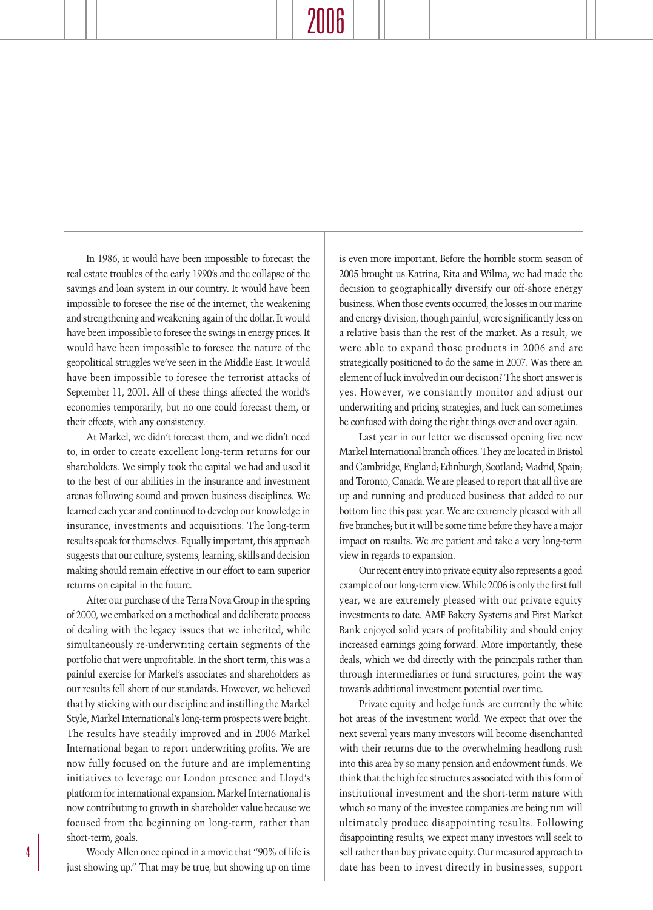In 1986, it would have been impossible to forecast the real estate troubles of the early 1990's and the collapse of the savings and loan system in our country. It would have been impossible to foresee the rise of the internet, the weakening and strengthening and weakening again of the dollar. It would have been impossible to foresee the swings in energy prices. It would have been impossible to foresee the nature of the geopolitical struggles we've seen in the Middle East. It would have been impossible to foresee the terrorist attacks of September 11, 2001. All of these things affected the world's economies temporarily, but no one could forecast them, or their effects, with any consistency.

At Markel, we didn't forecast them, and we didn't need to, in order to create excellent long-term returns for our shareholders. We simply took the capital we had and used it to the best of our abilities in the insurance and investment arenas following sound and proven business disciplines. We learned each year and continued to develop our knowledge in insurance, investments and acquisitions. The long-term results speak for themselves. Equally important, this approach suggests that our culture, systems, learning, skills and decision making should remain effective in our effort to earn superior returns on capital in the future.

After our purchase of the Terra Nova Group in the spring of 2000, we embarked on a methodical and deliberate process of dealing with the legacy issues that we inherited, while simultaneously re-underwriting certain segments of the portfolio that were unprofitable. In the short term, this was a painful exercise for Markel's associates and shareholders as our results fell short of our standards. However, we believed that by sticking with our discipline and instilling the Markel Style, Markel International's long-term prospects were bright. The results have steadily improved and in 2006 Markel International began to report underwriting profits. We are now fully focused on the future and are implementing initiatives to leverage our London presence and Lloyd's platform for international expansion. Markel International is now contributing to growth in shareholder value because we focused from the beginning on long-term, rather than short-term, goals.

Woody Allen once opined in a movie that "90% of life is just showing up." That may be true, but showing up on time is even more important. Before the horrible storm season of 2005 brought us Katrina, Rita and Wilma, we had made the decision to geographically diversify our off-shore energy business. When those events occurred, the losses in our marine and energy division, though painful, were significantly less on a relative basis than the rest of the market. As a result, we were able to expand those products in 2006 and are strategically positioned to do the same in 2007. Was there an element of luck involved in our decision? The short answer is yes. However, we constantly monitor and adjust our underwriting and pricing strategies, and luck can sometimes be confused with doing the right things over and over again.

Last year in our letter we discussed opening five new Markel International branch offices. They are located in Bristol and Cambridge, England; Edinburgh, Scotland; Madrid, Spain; and Toronto, Canada. We are pleased to report that all five are up and running and produced business that added to our bottom line this past year. We are extremely pleased with all five branches; but it will be some time before they have a major impact on results. We are patient and take a very long-term view in regards to expansion.

Our recent entry into private equity also represents a good example of our long-term view. While 2006 is only the first full year, we are extremely pleased with our private equity investments to date. AMF Bakery Systems and First Market Bank enjoyed solid years of profitability and should enjoy increased earnings going forward. More importantly, these deals, which we did directly with the principals rather than through intermediaries or fund structures, point the way towards additional investment potential over time.

Private equity and hedge funds are currently the white hot areas of the investment world. We expect that over the next several years many investors will become disenchanted with their returns due to the overwhelming headlong rush into this area by so many pension and endowment funds. We think that the high fee structures associated with this form of institutional investment and the short-term nature with which so many of the investee companies are being run will ultimately produce disappointing results. Following disappointing results, we expect many investors will seek to sell rather than buy private equity. Our measured approach to date has been to invest directly in businesses, support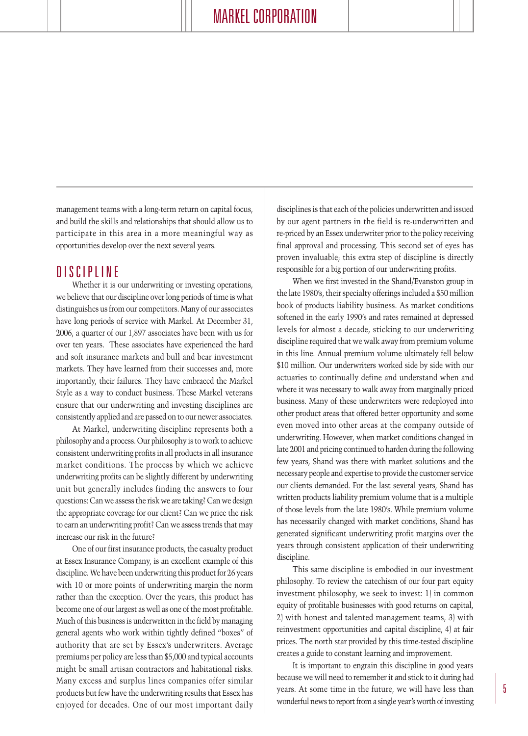management teams with a long-term return on capital focus, and build the skills and relationships that should allow us to participate in this area in a more meaningful way as opportunities develop over the next several years.

## DISCIPLINE

Whether it is our underwriting or investing operations, we believe that our discipline over long periods of time is what distinguishes us from our competitors. Many of our associates have long periods of service with Markel. At December 31, 2006, a quarter of our 1,897 associates have been with us for over ten years. These associates have experienced the hard and soft insurance markets and bull and bear investment markets. They have learned from their successes and, more importantly, their failures. They have embraced the Markel Style as a way to conduct business. These Markel veterans ensure that our underwriting and investing disciplines are consistently applied and are passed on to our newer associates.

At Markel, underwriting discipline represents both a philosophy and a process. Our philosophy is to work to achieve consistent underwriting profits in all products in all insurance market conditions. The process by which we achieve underwriting profits can be slightly different by underwriting unit but generally includes finding the answers to four questions: Can we assess the risk we are taking? Can we design the appropriate coverage for our client? Can we price the risk to earn an underwriting profit? Can we assess trends that may increase our risk in the future?

One of our first insurance products, the casualty product at Essex Insurance Company, is an excellent example of this discipline. We have been underwriting this product for 26 years with 10 or more points of underwriting margin the norm rather than the exception. Over the years, this product has become one of our largest as well as one of the most profitable. Much of this business is underwritten in the field by managing general agents who work within tightly defined "boxes" of authority that are set by Essex's underwriters. Average premiums per policy are less than $5,000 and typical accounts might be small artisan contractors and habitational risks. Many excess and surplus lines companies offer similar products but few have the underwriting results that Essex has enjoyed for decades. One of our most important daily disciplines is that each of the policies underwritten and issued by our agent partners in the field is re-underwritten and re-priced by an Essex underwriter prior to the policy receiving final approval and processing. This second set of eyes has proven invaluable; this extra step of discipline is directly responsible for a big portion of our underwriting profits.

When we first invested in the Shand/Evanston group in the late 1980's, their specialty offerings included a $50 million book of products liability business. As market conditions softened in the early 1990's and rates remained at depressed levels for almost a decade, sticking to our underwriting discipline required that we walk away from premium volume in this line. Annual premium volume ultimately fell below $10 million. Our underwriters worked side by side with our actuaries to continually define and understand when and where it was necessary to walk away from marginally priced business. Many of these underwriters were redeployed into other product areas that offered better opportunity and some even moved into other areas at the company outside of underwriting. However, when market conditions changed in late 2001 and pricing continued to harden during the following few years, Shand was there with market solutions and the necessary people and expertise to provide the customer service our clients demanded. For the last several years, Shand has written products liability premium volume that is a multiple of those levels from the late 1980's. While premium volume has necessarily changed with market conditions, Shand has generated significant underwriting profit margins over the years through consistent application of their underwriting discipline.

This same discipline is embodied in our investment philosophy. To review the catechism of our four part equity investment philosophy, we seek to invest: 1) in common equity of profitable businesses with good returns on capital, 2) with honest and talented management teams, 3) with reinvestment opportunities and capital discipline, 4) at fair prices. The north star provided by this time-tested discipline creates a guide to constant learning and improvement.

It is important to engrain this discipline in good years because we will need to remember it and stick to it during bad years. At some time in the future, we will have less than wonderful news to report from a single year's worth of investing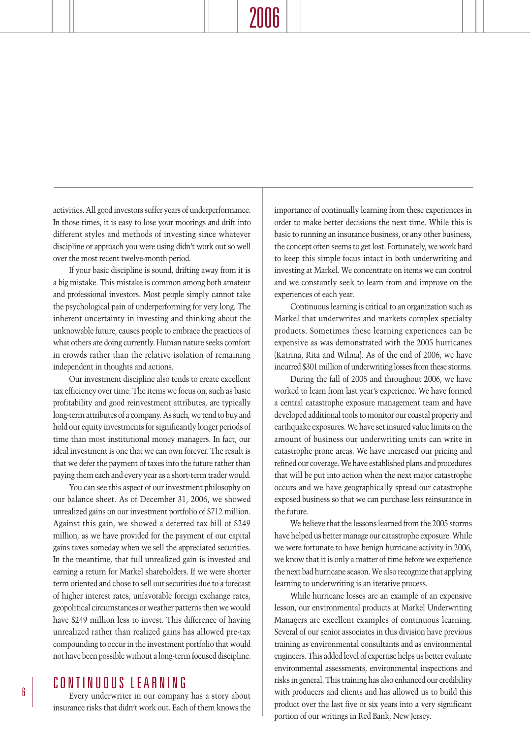activities. All good investors suffer years of underperformance. In those times, it is easy to lose your moorings and drift into different styles and methods of investing since whatever discipline or approach you were using didn't work out so well over the most recent twelve-month period.

If your basic discipline is sound, drifting away from it is a big mistake. This mistake is common among both amateur and professional investors. Most people simply cannot take the psychological pain of underperforming for very long. The inherent uncertainty in investing and thinking about the unknowable future, causes people to embrace the practices of what others are doing currently. Human nature seeks comfort in crowds rather than the relative isolation of remaining independent in thoughts and actions.

Our investment discipline also tends to create excellent tax efficiency over time. The items we focus on, such as basic profitability and good reinvestment attributes, are typically long-term attributes of a company. As such, we tend to buy and hold our equity investments for significantly longer periods of time than most institutional money managers. In fact, our ideal investment is one that we can own forever. The result is that we defer the payment of taxes into the future rather than paying them each and every year as a short-term trader would.

You can see this aspect of our investment philosophy on our balance sheet. As of December 31, 2006, we showed unrealized gains on our investment portfolio of $712 million. Against this gain, we showed a deferred tax bill of $249 million, as we have provided for the payment of our capital gains taxes someday when we sell the appreciated securities. In the meantime, that full unrealized gain is invested and earning a return for Markel shareholders. If we were shorter term oriented and chose to sell our securities due to a forecast of higher interest rates, unfavorable foreign exchange rates, geopolitical circumstances or weather patterns then we would have $249 million less to invest. This difference of having unrealized rather than realized gains has allowed pre-tax compounding to occur in the investment portfolio that would not have been possible without a long-term focused discipline.

## CONTINUOUS LEARNING

Every underwriter in our company has a story about insurance risks that didn't work out. Each of them knows the importance of continually learning from these experiences in order to make better decisions the next time. While this is basic to running an insurance business, or any other business, the concept often seems to get lost. Fortunately, we work hard to keep this simple focus intact in both underwriting and investing at Markel. We concentrate on items we can control and we constantly seek to learn from and improve on the experiences of each year.

Continuous learning is critical to an organization such as Markel that underwrites and markets complex specialty products. Sometimes these learning experiences can be expensive as was demonstrated with the 2005 hurricanes (Katrina, Rita and Wilma). As of the end of 2006, we have incurred $301 million of underwriting losses from these storms.

During the fall of 2005 and throughout 2006, we have worked to learn from last year's experience. We have formed a central catastrophe exposure management team and have developed additional tools to monitor our coastal property and earthquake exposures. We have set insured value limits on the amount of business our underwriting units can write in catastrophe prone areas. We have increased our pricing and refined our coverage. We have established plans and procedures that will be put into action when the next major catastrophe occurs and we have geographically spread our catastrophe exposed business so that we can purchase less reinsurance in the future.

We believe that the lessons learned from the 2005 storms have helped us better manage our catastrophe exposure. While we were fortunate to have benign hurricane activity in 2006, we know that it is only a matter of time before we experience the next bad hurricane season. We also recognize that applying learning to underwriting is an iterative process.

While hurricane losses are an example of an expensive lesson, our environmental products at Markel Underwriting Managers are excellent examples of continuous learning. Several of our senior associates in this division have previous training as environmental consultants and as environmental engineers. This added level of expertise helps us better evaluate environmental assessments, environmental inspections and risks in general. This training has also enhanced our credibility with producers and clients and has allowed us to build this product over the last five or six years into a very significant portion of our writings in Red Bank, New Jersey.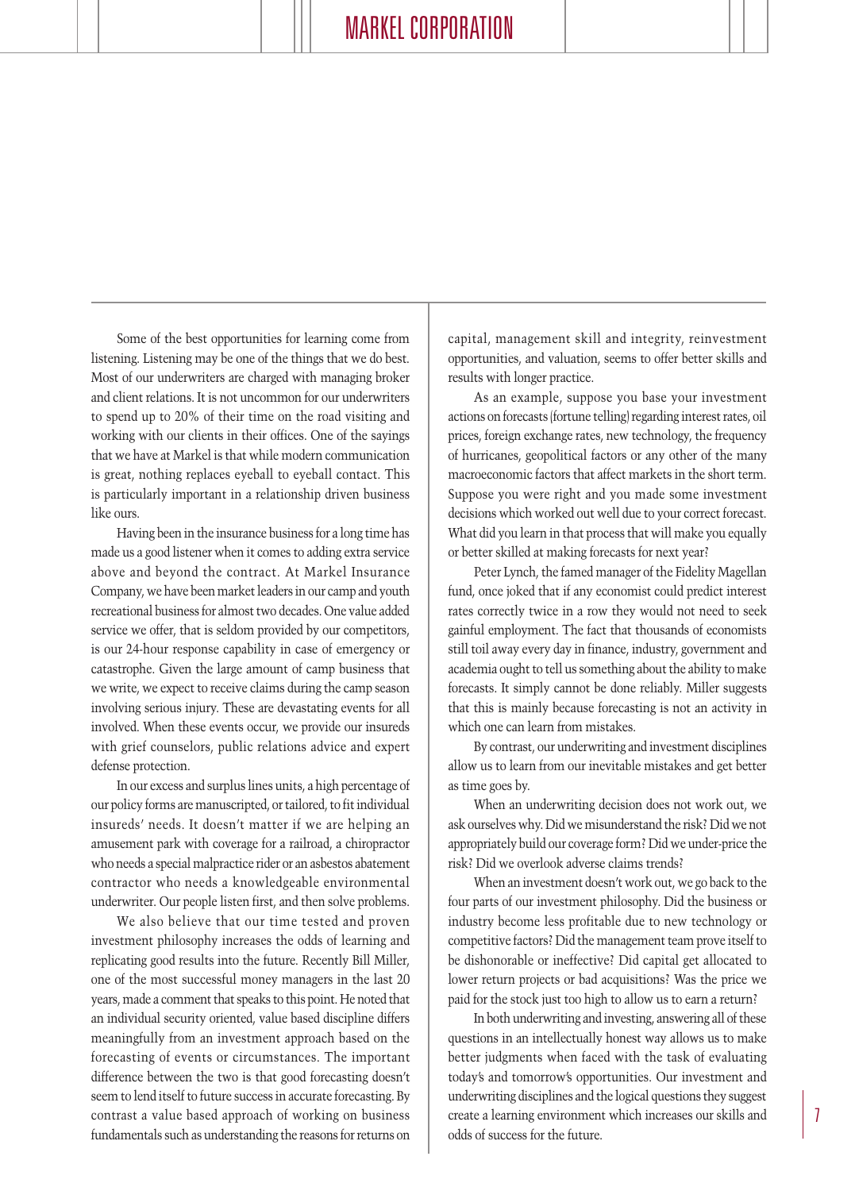Some of the best opportunities for learning come from listening. Listening may be one of the things that we do best. Most of our underwriters are charged with managing broker and client relations. It is not uncommon for our underwriters to spend up to 20% of their time on the road visiting and working with our clients in their offices. One of the sayings that we have at Markel is that while modern communication is great, nothing replaces eyeball to eyeball contact. This is particularly important in a relationship driven business like ours.

Having been in the insurance business for a long time has made us a good listener when it comes to adding extra service above and beyond the contract. At Markel Insurance Company, we have been market leaders in our camp and youth recreational business for almost two decades. One value added service we offer, that is seldom provided by our competitors, is our 24-hour response capability in case of emergency or catastrophe. Given the large amount of camp business that we write, we expect to receive claims during the camp season involving serious injury. These are devastating events for all involved. When these events occur, we provide our insureds with grief counselors, public relations advice and expert defense protection.

In our excess and surplus lines units, a high percentage of our policy forms are manuscripted, or tailored, to fit individual insureds' needs. It doesn't matter if we are helping an amusement park with coverage for a railroad, a chiropractor who needs a special malpractice rider or an asbestos abatement contractor who needs a knowledgeable environmental underwriter. Our people listen first, and then solve problems.

We also believe that our time tested and proven investment philosophy increases the odds of learning and replicating good results into the future. Recently Bill Miller, one of the most successful money managers in the last 20 years, made a comment that speaks to this point. He noted that an individual security oriented, value based discipline differs meaningfully from an investment approach based on the forecasting of events or circumstances. The important difference between the two is that good forecasting doesn't seem to lend itself to future success in accurate forecasting. By contrast a value based approach of working on business fundamentals such as understanding the reasons for returns on capital, management skill and integrity, reinvestment opportunities, and valuation, seems to offer better skills and results with longer practice.

As an example, suppose you base your investment actions on forecasts (fortune telling) regarding interest rates, oil prices, foreign exchange rates, new technology, the frequency of hurricanes, geopolitical factors or any other of the many macroeconomic factors that affect markets in the short term. Suppose you were right and you made some investment decisions which worked out well due to your correct forecast. What did you learn in that process that will make you equally or better skilled at making forecasts for next year?

Peter Lynch, the famed manager of the Fidelity Magellan fund, once joked that if any economist could predict interest rates correctly twice in a row they would not need to seek gainful employment. The fact that thousands of economists still toil away every day in finance, industry, government and academia ought to tell us something about the ability to make forecasts. It simply cannot be done reliably. Miller suggests that this is mainly because forecasting is not an activity in which one can learn from mistakes.

By contrast, our underwriting and investment disciplines allow us to learn from our inevitable mistakes and get better as time goes by.

When an underwriting decision does not work out, we ask ourselves why. Did we misunderstand the risk? Did we not appropriately build our coverage form? Did we under-price the risk? Did we overlook adverse claims trends?

When an investment doesn't work out, we go back to the four parts of our investment philosophy. Did the business or industry become less profitable due to new technology or competitive factors? Did the management team prove itself to be dishonorable or ineffective? Did capital get allocated to lower return projects or bad acquisitions? Was the price we paid for the stock just too high to allow us to earn a return?

In both underwriting and investing, answering all of these questions in an intellectually honest way allows us to make better judgments when faced with the task of evaluating today's and tomorrow's opportunities. Our investment and underwriting disciplines and the logical questions they suggest create a learning environment which increases our skills and odds of success for the future.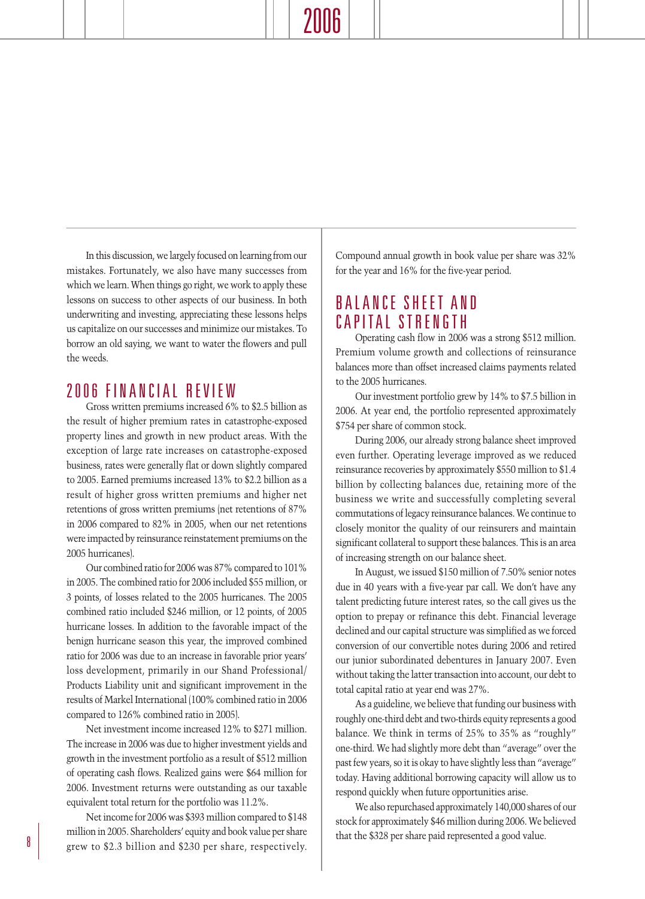In this discussion, we largely focused on learning from our mistakes. Fortunately, we also have many successes from which we learn. When things go right, we work to apply these lessons on success to other aspects of our business. In both underwriting and investing, appreciating these lessons helps us capitalize on our successes and minimize our mistakes. To borrow an old saying, we want to water the flowers and pull the weeds.

## 2006 FINANCIAL REVIEW

Gross written premiums increased 6% to $2.5 billion as the result of higher premium rates in catastrophe-exposed property lines and growth in new product areas. With the exception of large rate increases on catastrophe-exposed business, rates were generally flat or down slightly compared to 2005. Earned premiums increased 13% to $2.2 billion as a result of higher gross written premiums and higher net retentions of gross written premiums (net retentions of 87% in 2006 compared to 82% in 2005, when our net retentions were impacted by reinsurance reinstatement premiums on the 2005 hurricanes).

Our combined ratio for 2006 was 87% compared to 101% in 2005. The combined ratio for 2006 included $55 million, or 3 points, of losses related to the 2005 hurricanes. The 2005 combined ratio included $246 million, or 12 points, of 2005 hurricane losses. In addition to the favorable impact of the benign hurricane season this year, the improved combined ratio for 2006 was due to an increase in favorable prior years' loss development, primarily in our Shand Professional/Products Liability unit and significant improvement in the results of Markel International (100% combined ratio in 2006 compared to 126% combined ratio in 2005).

Net investment income increased 12% to $271 million. The increase in 2006 was due to higher investment yields and growth in the investment portfolio as a result of $512 million of operating cash flows. Realized gains were $64 million for 2006. Investment returns were outstanding as our taxable equivalent total return for the portfolio was 11.2%.

Net income for 2006 was $393 million compared to $148 million in 2005. Shareholders' equity and book value per share grew to $2.3 billion and $230 per share, respectively. Compound annual growth in book value per share was 32% for the year and 16% for the five-year period.

## BALANCE SHEET AND CAPITAL STRENGTH

Operating cash flow in 2006 was a strong $512 million. Premium volume growth and collections of reinsurance balances more than offset increased claims payments related to the 2005 hurricanes.

Our investment portfolio grew by 14% to $7.5 billion in 2006. At year end, the portfolio represented approximately $754 per share of common stock.

During 2006, our already strong balance sheet improved even further. Operating leverage improved as we reduced reinsurance recoveries by approximately $550 million to $1.4 billion by collecting balances due, retaining more of the business we write and successfully completing several commutations of legacy reinsurance balances. We continue to closely monitor the quality of our reinsurers and maintain significant collateral to support these balances. This is an area of increasing strength on our balance sheet.

In August, we issued $150 million of 7.50% senior notes due in 40 years with a five-year par call. We don't have any talent predicting future interest rates, so the call gives us the option to prepay or refinance this debt. Financial leverage declined and our capital structure was simplified as we forced conversion of our convertible notes during 2006 and retired our junior subordinated debentures in January 2007. Even without taking the latter transaction into account, our debt to total capital ratio at year end was 27%.

As a guideline, we believe that funding our business with roughly one-third debt and two-thirds equity represents a good balance. We think in terms of 25% to 35% as "roughly" one-third. We had slightly more debt than "average" over the past few years, so it is okay to have slightly less than "average" today. Having additional borrowing capacity will allow us to respond quickly when future opportunities arise.

We also repurchased approximately 140,000 shares of our stock for approximately $46 million during 2006. We believed that the $328 per share paid represented a good value.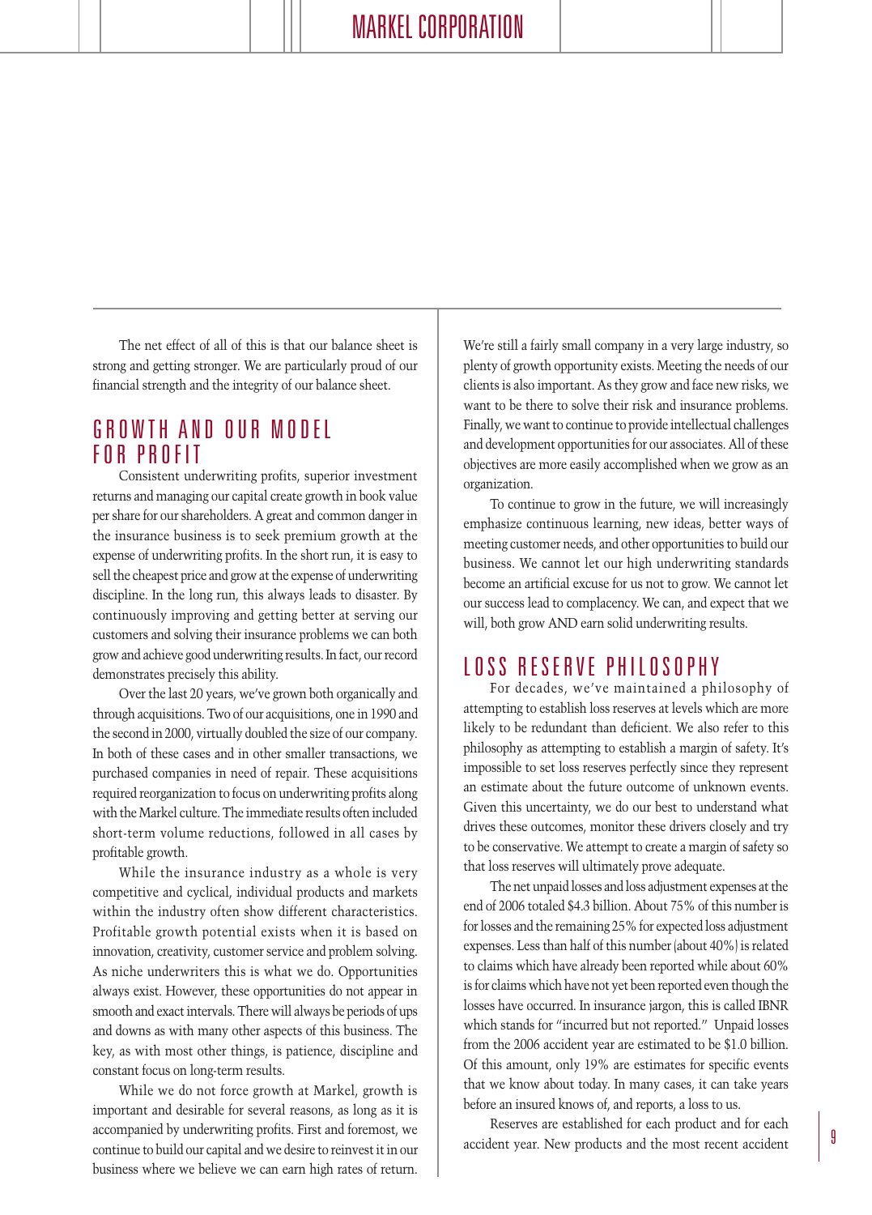The net effect of all of this is that our balance sheet is strong and getting stronger. We are particularly proud of our financial strength and the integrity of our balance sheet.

## GROWTH AND OUR MODEL FOR PROFIT

Consistent underwriting profits, superior investment returns and managing our capital create growth in book value per share for our shareholders. A great and common danger in the insurance business is to seek premium growth at the expense of underwriting profits. In the short run, it is easy to sell the cheapest price and grow at the expense of underwriting discipline. In the long run, this always leads to disaster. By continuously improving and getting better at serving our customers and solving their insurance problems we can both grow and achieve good underwriting results. In fact, our record demonstrates precisely this ability.

Over the last 20 years, we've grown both organically and through acquisitions. Two of our acquisitions, one in 1990 and the second in 2000, virtually doubled the size of our company. In both of these cases and in other smaller transactions, we purchased companies in need of repair. These acquisitions required reorganization to focus on underwriting profits along with the Markel culture. The immediate results often included short-term volume reductions, followed in all cases by profitable growth.

While the insurance industry as a whole is very competitive and cyclical, individual products and markets within the industry often show different characteristics. Profitable growth potential exists when it is based on innovation, creativity, customer service and problem solving. As niche underwriters this is what we do. Opportunities always exist. However, these opportunities do not appear in smooth and exact intervals. There will always be periods of ups and downs as with many other aspects of this business. The key, as with most other things, is patience, discipline and constant focus on long-term results.

While we do not force growth at Markel, growth is important and desirable for several reasons, as long as it is accompanied by underwriting profits. First and foremost, we continue to build our capital and we desire to reinvest it in our business where we believe we can earn high rates of return. We're still a fairly small company in a very large industry, so plenty of growth opportunity exists. Meeting the needs of our clients is also important. As they grow and face new risks, we want to be there to solve their risk and insurance problems. Finally, we want to continue to provide intellectual challenges and development opportunities for our associates. All of these objectives are more easily accomplished when we grow as an organization.

To continue to grow in the future, we will increasingly emphasize continuous learning, new ideas, better ways of meeting customer needs, and other opportunities to build our business. We cannot let our high underwriting standards become an artificial excuse for us not to grow. We cannot let our success lead to complacency. We can, and expect that we will, both grow AND earn solid underwriting results.

## LOSS RESERVE PHILOSOPHY

For decades, we've maintained a philosophy of attempting to establish loss reserves at levels which are more likely to be redundant than deficient. We also refer to this philosophy as attempting to establish a margin of safety. It's impossible to set loss reserves perfectly since they represent an estimate about the future outcome of unknown events. Given this uncertainty, we do our best to understand what drives these outcomes, monitor these drivers closely and try to be conservative. We attempt to create a margin of safety so that loss reserves will ultimately prove adequate.

The net unpaid losses and loss adjustment expenses at the end of 2006 totaled $4.3 billion. About 75% of this number is for losses and the remaining 25% for expected loss adjustment expenses. Less than half of this number (about 40%) is related to claims which have already been reported while about 60% is for claims which have not yet been reported even though the losses have occurred. In insurance jargon, this is called IBNR which stands for "incurred but not reported." Unpaid losses from the 2006 accident year are estimated to be $1.0 billion. Of this amount, only 19% are estimates for specific events that we know about today. In many cases, it can take years before an insured knows of, and reports, a loss to us.

Reserves are established for each product and for each accident year. New products and the most recent accident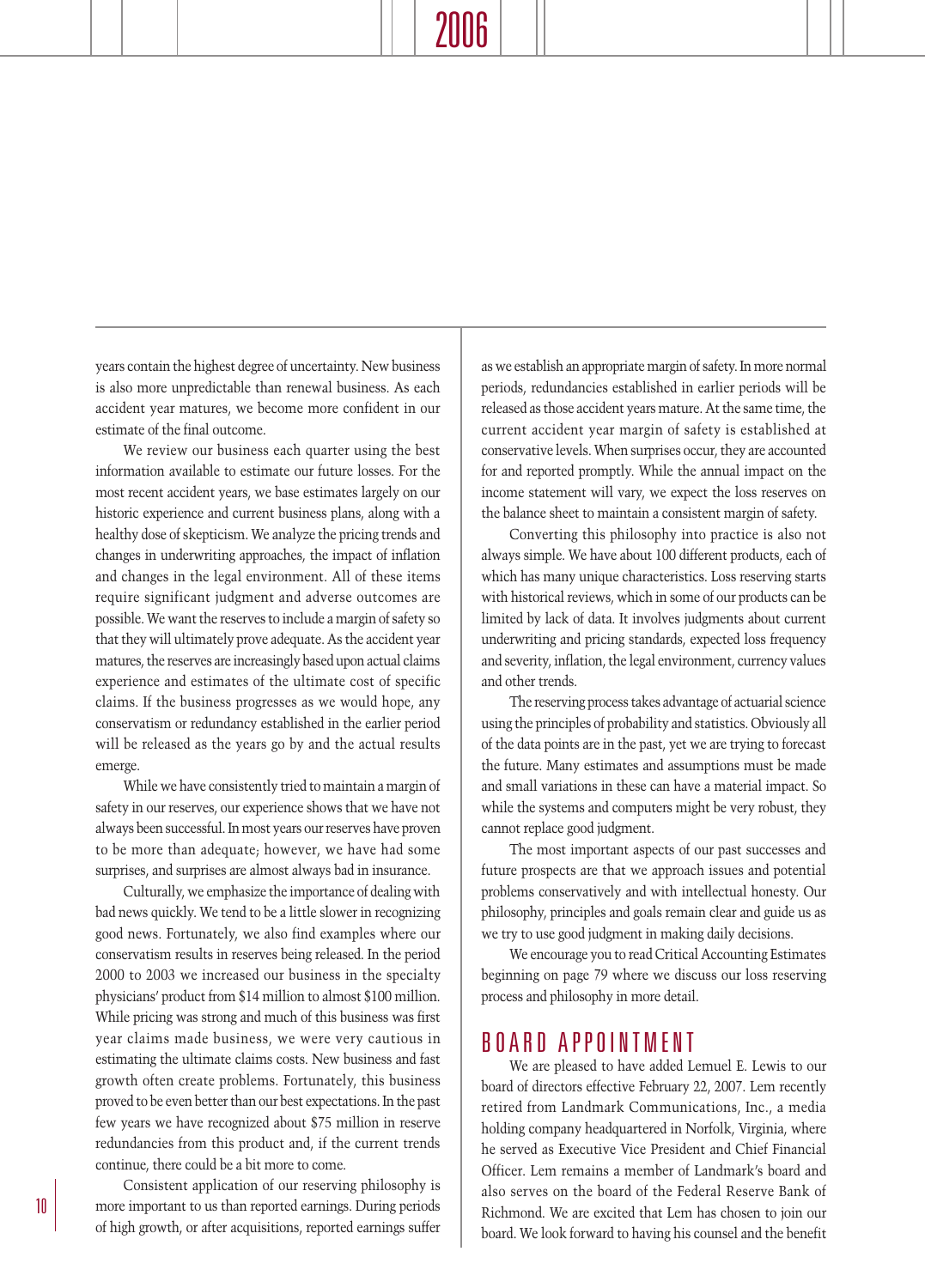years contain the highest degree of uncertainty. New business is also more unpredictable than renewal business. As each accident year matures, we become more confident in our estimate of the final outcome.

We review our business each quarter using the best information available to estimate our future losses. For the most recent accident years, we base estimates largely on our historic experience and current business plans, along with a healthy dose of skepticism. We analyze the pricing trends and changes in underwriting approaches, the impact of inflation and changes in the legal environment. All of these items require significant judgment and adverse outcomes are possible. We want the reserves to include a margin of safety so that they will ultimately prove adequate. As the accident year matures, the reserves are increasingly based upon actual claims experience and estimates of the ultimate cost of specific claims. If the business progresses as we would hope, any conservatism or redundancy established in the earlier period will be released as the years go by and the actual results emerge.

While we have consistently tried to maintain a margin of safety in our reserves, our experience shows that we have not always been successful. In most years our reserves have proven to be more than adequate; however, we have had some surprises, and surprises are almost always bad in insurance.

Culturally, we emphasize the importance of dealing with bad news quickly. We tend to be a little slower in recognizing good news. Fortunately, we also find examples where our conservatism results in reserves being released. In the period 2000 to 2003 we increased our business in the specialty physicians' product from $14 million to almost $100 million. While pricing was strong and much of this business was first year claims made business, we were very cautious in estimating the ultimate claims costs. New business and fast growth often create problems. Fortunately, this business proved to be even better than our best expectations. In the past few years we have recognized about $75 million in reserve redundancies from this product and, if the current trends continue, there could be a bit more to come.

Consistent application of our reserving philosophy is more important to us than reported earnings. During periods of high growth, or after acquisitions, reported earnings suffer as we establish an appropriate margin of safety. In more normal periods, redundancies established in earlier periods will be released as those accident years mature. At the same time, the current accident year margin of safety is established at conservative levels. When surprises occur, they are accounted for and reported promptly. While the annual impact on the income statement will vary, we expect the loss reserves on the balance sheet to maintain a consistent margin of safety.

Converting this philosophy into practice is also not always simple. We have about 100 different products, each of which has many unique characteristics. Loss reserving starts with historical reviews, which in some of our products can be limited by lack of data. It involves judgments about current underwriting and pricing standards, expected loss frequency and severity, inflation, the legal environment, currency values and other trends.

The reserving process takes advantage of actuarial science using the principles of probability and statistics. Obviously all of the data points are in the past, yet we are trying to forecast the future. Many estimates and assumptions must be made and small variations in these can have a material impact. So while the systems and computers might be very robust, they cannot replace good judgment.

The most important aspects of our past successes and future prospects are that we approach issues and potential problems conservatively and with intellectual honesty. Our philosophy, principles and goals remain clear and guide us as we try to use good judgment in making daily decisions.

We encourage you to read Critical Accounting Estimates beginning on page 79 where we discuss our loss reserving process and philosophy in more detail.

## BOARD APPOINTMENT

We are pleased to have added Lemuel E. Lewis to our board of directors effective February 22, 2007. Lem recently retired from Landmark Communications, Inc., a media holding company headquartered in Norfolk, Virginia, where he served as Executive Vice President and Chief Financial Officer. Lem remains a member of Landmark's board and also serves on the board of the Federal Reserve Bank of Richmond. We are excited that Lem has chosen to join our board. We look forward to having his counsel and the benefit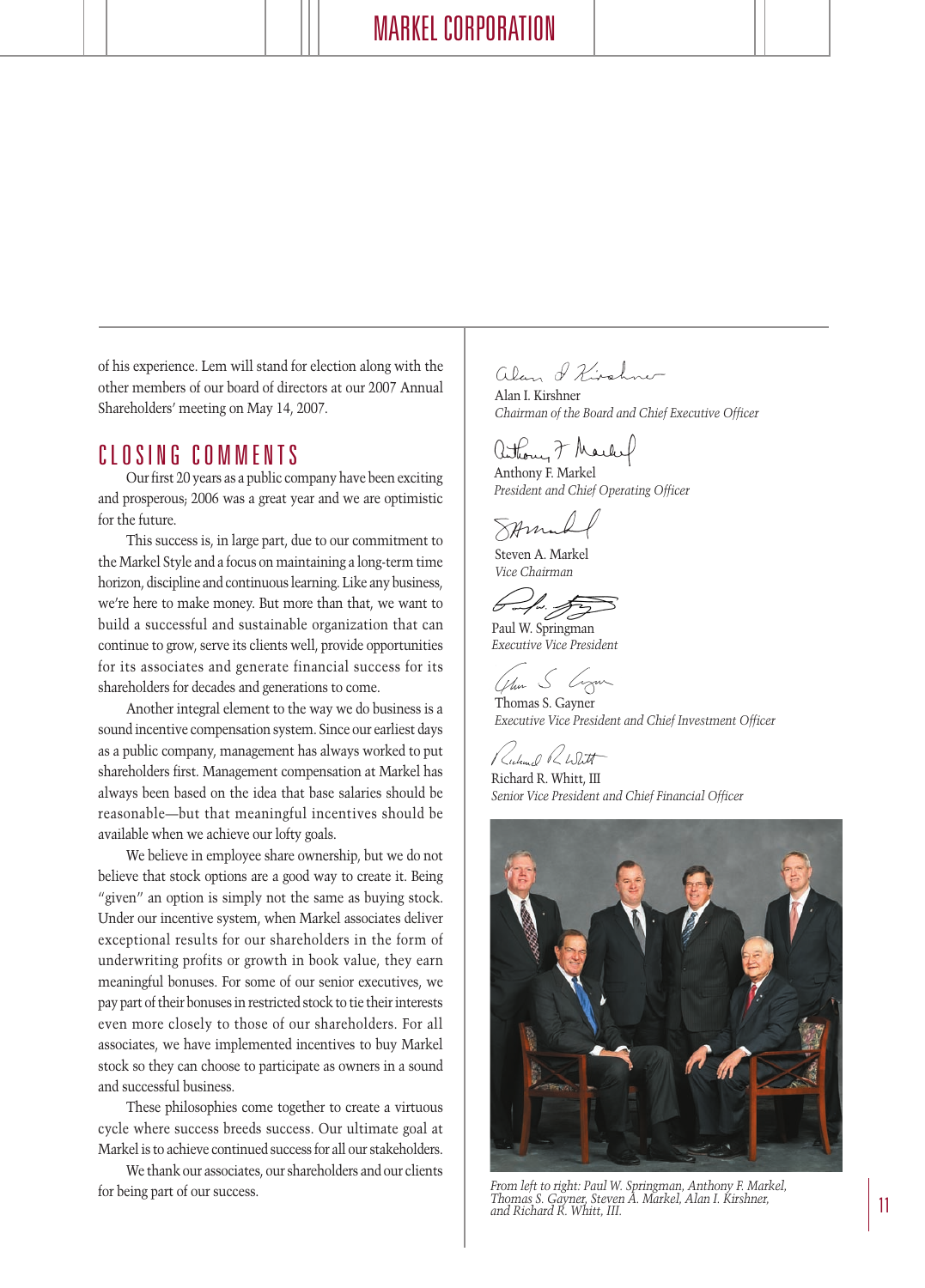of his experience. Lem will stand for election along with the other members of our board of directors at our 2007 Annual Shareholders' meeting on May 14, 2007.

## CLOSING COMMENTS

Our first 20 years as a public company have been exciting and prosperous; 2006 was a great year and we are optimistic for the future.

This success is, in large part, due to our commitment to the Markel Style and a focus on maintaining a long-term time horizon, discipline and continuous learning. Like any business, we're here to make money. But more than that, we want to build a successful and sustainable organization that can continue to grow, serve its clients well, provide opportunities for its associates and generate financial success for its shareholders for decades and generations to come.

Another integral element to the way we do business is a sound incentive compensation system. Since our earliest days as a public company, management has always worked to put shareholders first. Management compensation at Markel has always been based on the idea that base salaries should be reasonable—but that meaningful incentives should be available when we achieve our lofty goals.

We believe in employee share ownership, but we do not believe that stock options are a good way to create it. Being "given" an option is simply not the same as buying stock. Under our incentive system, when Markel associates deliver exceptional results for our shareholders in the form of underwriting profits or growth in book value, they earn meaningful bonuses. For some of our senior executives, we pay part of their bonuses in restricted stock to tie their interests even more closely to those of our shareholders. For all associates, we have implemented incentives to buy Markel stock so they can choose to participate as owners in a sound and successful business.

These philosophies come together to create a virtuous cycle where success breeds success. Our ultimate goal at Markel is to achieve continued success for all our stakeholders.

We thank our associates, our shareholders and our clients for being part of our success.

Alan I. Kirshner
*Chairman of the Board and Chief Executive Officer*

Anthony F. Markel
*President and Chief Operating Officer*

Steven A. Markel
*Vice Chairman*

Paul W. Springman
*Executive Vice President*

Thomas S. Gayner
*Executive Vice President and Chief Investment Officer*

Richard R. Whitt, III
*Senior Vice President and Chief Financial Officer*

*From left to right: Paul W. Springman, Anthony F. Markel, Thomas S. Gayner, Steven A. Markel, Alan I. Kirshner, and Richard R. Whitt, III.*